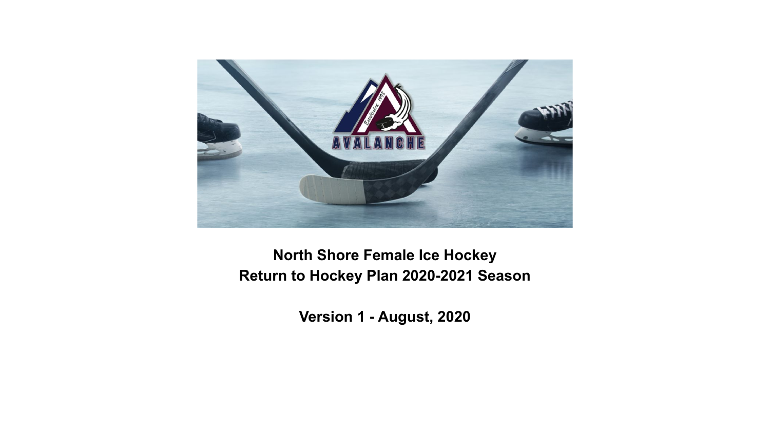**North Shore Female Ice Hockey**
**Return to Hockey Plan 2020-2021 Season**

**Version 1 - August, 2020**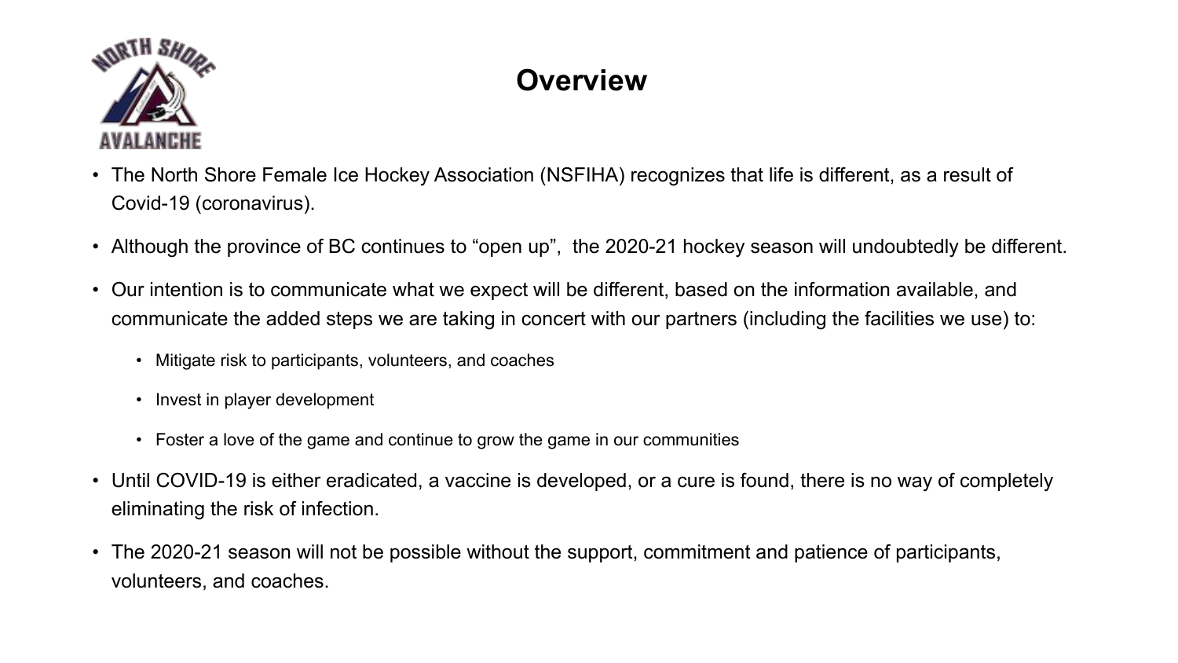# Overview

- The North Shore Female Ice Hockey Association (NSFIHA) recognizes that life is different, as a result of Covid-19 (coronavirus).
- Although the province of BC continues to “open up”, the 2020-21 hockey season will undoubtedly be different.
- Our intention is to communicate what we expect will be different, based on the information available, and communicate the added steps we are taking in concert with our partners (including the facilities we use) to:
  - Mitigate risk to participants, volunteers, and coaches
  - Invest in player development
  - Foster a love of the game and continue to grow the game in our communities
- Until COVID-19 is either eradicated, a vaccine is developed, or a cure is found, there is no way of completely eliminating the risk of infection.
- The 2020-21 season will not be possible without the support, commitment and patience of participants, volunteers, and coaches.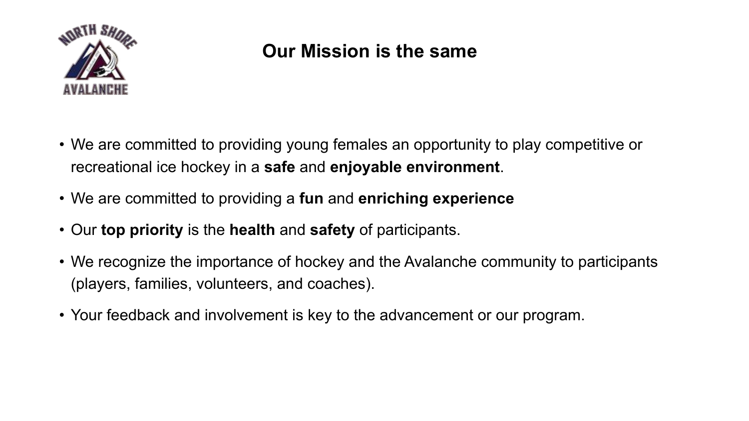# Our Mission is the same

- We are committed to providing young females an opportunity to play competitive or recreational ice hockey in a **safe** and **enjoyable environment**.
- We are committed to providing a **fun** and **enriching experience**
- Our **top priority** is the **health** and **safety** of participants.
- We recognize the importance of hockey and the Avalanche community to participants (players, families, volunteers, and coaches).
- Your feedback and involvement is key to the advancement or our program.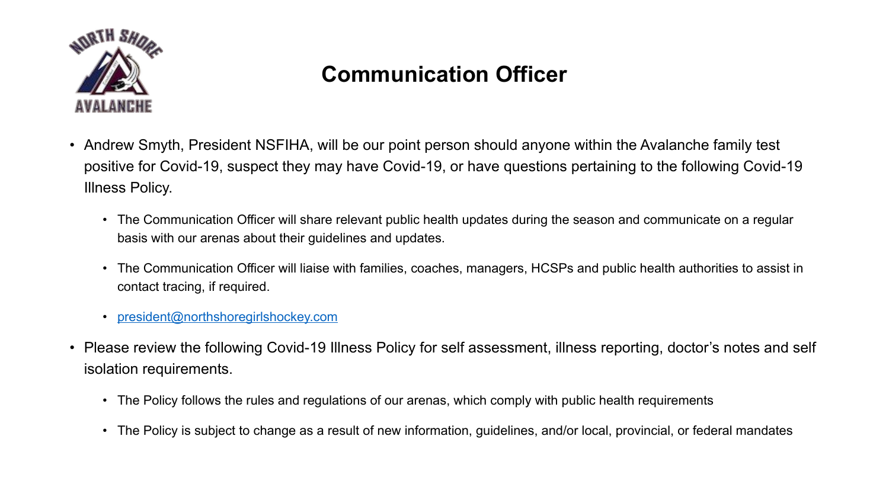# Communication Officer

- Andrew Smyth, President NSFIHA, will be our point person should anyone within the Avalanche family test positive for Covid-19, suspect they may have Covid-19, or have questions pertaining to the following Covid-19 Illness Policy.
  - The Communication Officer will share relevant public health updates during the season and communicate on a regular basis with our arenas about their guidelines and updates.
  - The Communication Officer will liaise with families, coaches, managers, HCSPs and public health authorities to assist in contact tracing, if required.
  - [president@northshoregirlshockey.com](mailto:president@northshoregirlshockey.com)
- Please review the following Covid-19 Illness Policy for self assessment, illness reporting, doctor's notes and self isolation requirements.
  - The Policy follows the rules and regulations of our arenas, which comply with public health requirements
  - The Policy is subject to change as a result of new information, guidelines, and/or local, provincial, or federal mandates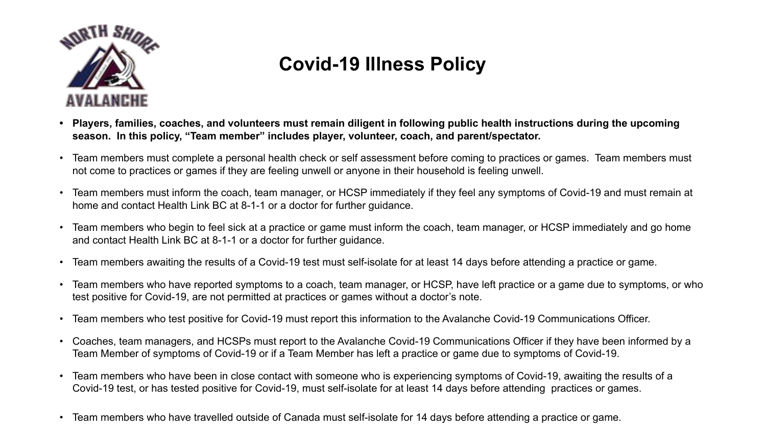# Covid-19 Illness Policy

- **Players, families, coaches, and volunteers must remain diligent in following public health instructions during the upcoming season. In this policy, "Team member" includes player, volunteer, coach, and parent/spectator.**
- Team members must complete a personal health check or self assessment before coming to practices or games. Team members must not come to practices or games if they are feeling unwell or anyone in their household is feeling unwell.
- Team members must inform the coach, team manager, or HCSP immediately if they feel any symptoms of Covid-19 and must remain at home and contact Health Link BC at 8-1-1 or a doctor for further guidance.
- Team members who begin to feel sick at a practice or game must inform the coach, team manager, or HCSP immediately and go home and contact Health Link BC at 8-1-1 or a doctor for further guidance.
- Team members awaiting the results of a Covid-19 test must self-isolate for at least 14 days before attending a practice or game.
- Team members who have reported symptoms to a coach, team manager, or HCSP, have left practice or a game due to symptoms, or who test positive for Covid-19, are not permitted at practices or games without a doctor's note.
- Team members who test positive for Covid-19 must report this information to the Avalanche Covid-19 Communications Officer.
- Coaches, team managers, and HCSPs must report to the Avalanche Covid-19 Communications Officer if they have been informed by a Team Member of symptoms of Covid-19 or if a Team Member has left a practice or game due to symptoms of Covid-19.
- Team members who have been in close contact with someone who is experiencing symptoms of Covid-19, awaiting the results of a Covid-19 test, or has tested positive for Covid-19, must self-isolate for at least 14 days before attending practices or games.
- Team members who have travelled outside of Canada must self-isolate for 14 days before attending a practice or game.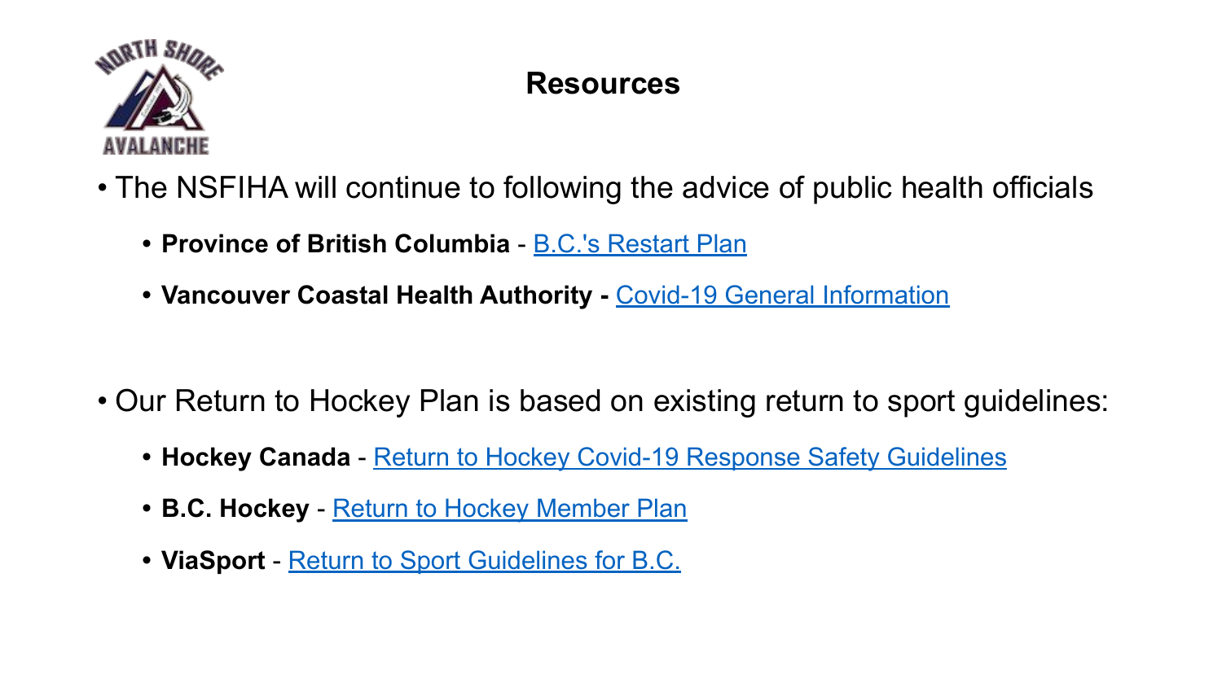# Resources

- The NSFIHA will continue to following the advice of public health officials
  - **Province of British Columbia** - B.C.'s Restart Plan
  - **Vancouver Coastal Health Authority -** Covid-19 General Information

- Our Return to Hockey Plan is based on existing return to sport guidelines:
  - **Hockey Canada** - Return to Hockey Covid-19 Response Safety Guidelines
  - **B.C. Hockey** - Return to Hockey Member Plan
  - **ViaSport** - Return to Sport Guidelines for B.C.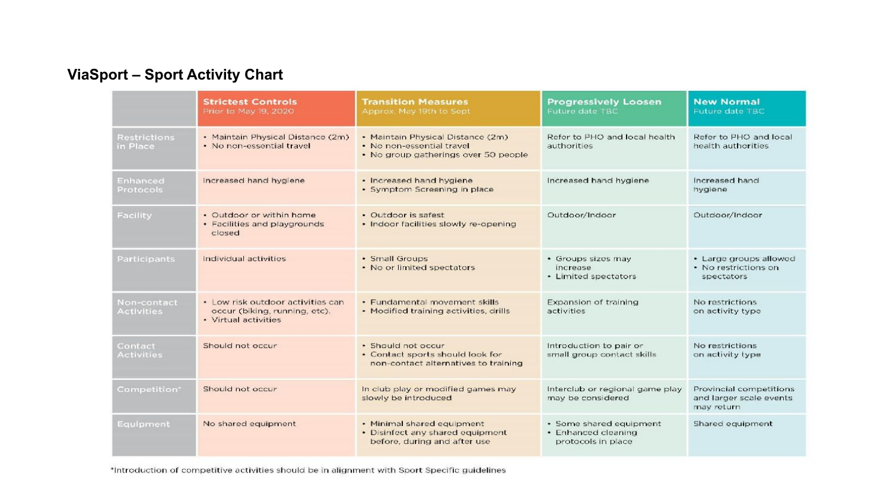## ViaSport – Sport Activity Chart

| | Strictest Controls Prior to May 19, 2020 | Transition Measures Approx. May 19th to Sept | Progressively Loosen Future date TBC | New Normal Future date TBC |
|---|---|---|---|---|
| Restrictions in Place | • Maintain Physical Distance (2m)<br>• No non-essential travel | • Maintain Physical Distance (2m)<br>• No non-essential travel<br>• No group gatherings over 50 people | Refer to PHO and local health authorities | Refer to PHO and local health authorities |
| Enhanced Protocols | Increased hand hygiene | • Increased hand hygiene<br>• Symptom Screening in place | Increased hand hygiene | Increased hand hygiene |
| Facility | • Outdoor or within home<br>• Facilities and playgrounds closed | • Outdoor is safest<br>• Indoor facilities slowly re-opening | Outdoor/Indoor | Outdoor/Indoor |
| Participants | Individual activities | • Small Groups<br>• No or limited spectators | • Groups sizes may increase<br>• Limited spectators | • Large groups allowed<br>• No restrictions on spectators |
| Non-contact Activities | • Low risk outdoor activities can occur (biking, running, etc).<br>• Virtual activities | • Fundamental movement skills<br>• Modified training activities, drills | Expansion of training activities | No restrictions on activity type |
| Contact Activities | Should not occur | • Should not occur<br>• Contact sports should look for non-contact alternatives to training | Introduction to pair or small group contact skills | No restrictions on activity type |
| Competition* | Should not occur | In club play or modified games may slowly be introduced | Interclub or regional game play may be considered | Provincial competitions and larger scale events may return |
| Equipment | No shared equipment | • Minimal shared equipment<br>• Disinfect any shared equipment before, during and after use | • Some shared equipment<br>• Enhanced cleaning protocols in place | Shared equipment |

*Introduction of competitive activities should be in alignment with Sport Specific guidelines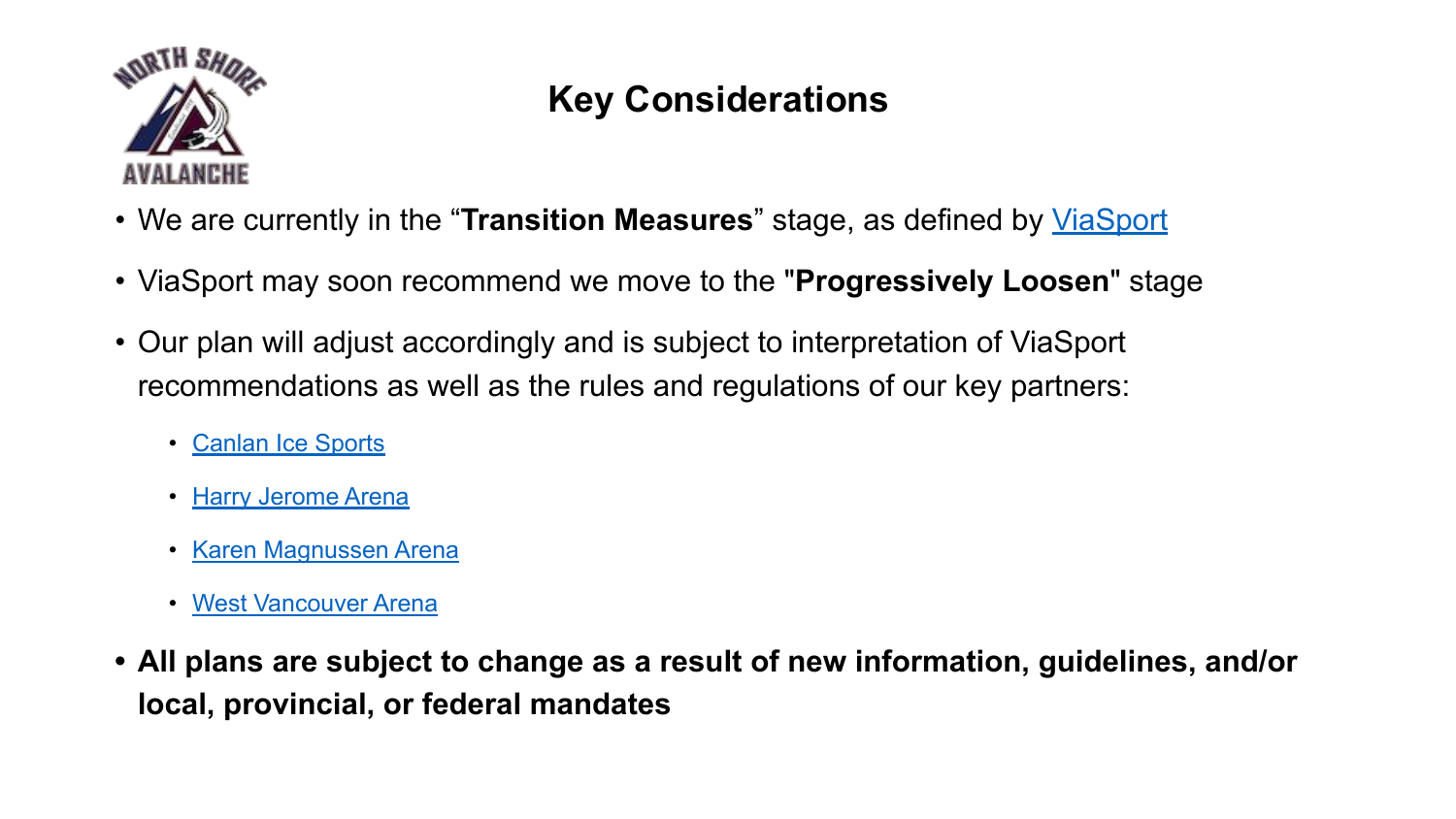# Key Considerations

- We are currently in the "**Transition Measures**" stage, as defined by ViaSport
- ViaSport may soon recommend we move to the "**Progressively Loosen**" stage
- Our plan will adjust accordingly and is subject to interpretation of ViaSport recommendations as well as the rules and regulations of our key partners:
  - Canlan Ice Sports
  - Harry Jerome Arena
  - Karen Magnussen Arena
  - West Vancouver Arena
- **All plans are subject to change as a result of new information, guidelines, and/or local, provincial, or federal mandates**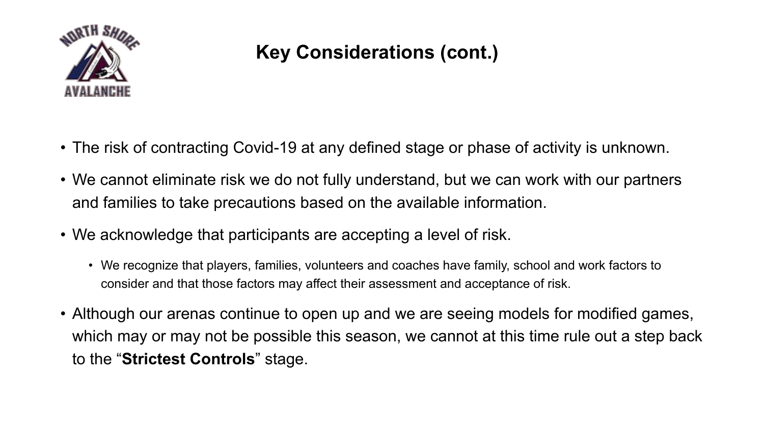# Key Considerations (cont.)

- The risk of contracting Covid-19 at any defined stage or phase of activity is unknown.
- We cannot eliminate risk we do not fully understand, but we can work with our partners and families to take precautions based on the available information.
- We acknowledge that participants are accepting a level of risk.
  - We recognize that players, families, volunteers and coaches have family, school and work factors to consider and that those factors may affect their assessment and acceptance of risk.
- Although our arenas continue to open up and we are seeing models for modified games, which may or may not be possible this season, we cannot at this time rule out a step back to the "**Strictest Controls**" stage.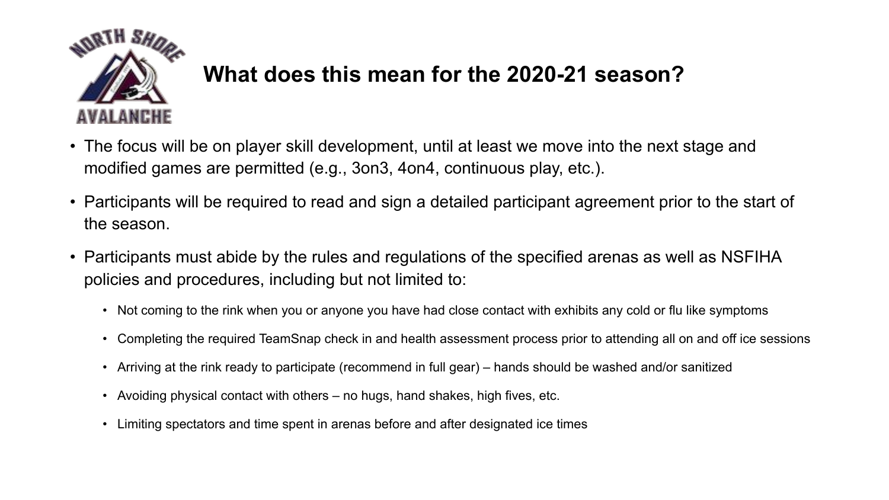# What does this mean for the 2020-21 season?

- The focus will be on player skill development, until at least we move into the next stage and modified games are permitted (e.g., 3on3, 4on4, continuous play, etc.).
- Participants will be required to read and sign a detailed participant agreement prior to the start of the season.
- Participants must abide by the rules and regulations of the specified arenas as well as NSFIHA policies and procedures, including but not limited to:
  - Not coming to the rink when you or anyone you have had close contact with exhibits any cold or flu like symptoms
  - Completing the required TeamSnap check in and health assessment process prior to attending all on and off ice sessions
  - Arriving at the rink ready to participate (recommend in full gear) – hands should be washed and/or sanitized
  - Avoiding physical contact with others – no hugs, hand shakes, high fives, etc.
  - Limiting spectators and time spent in arenas before and after designated ice times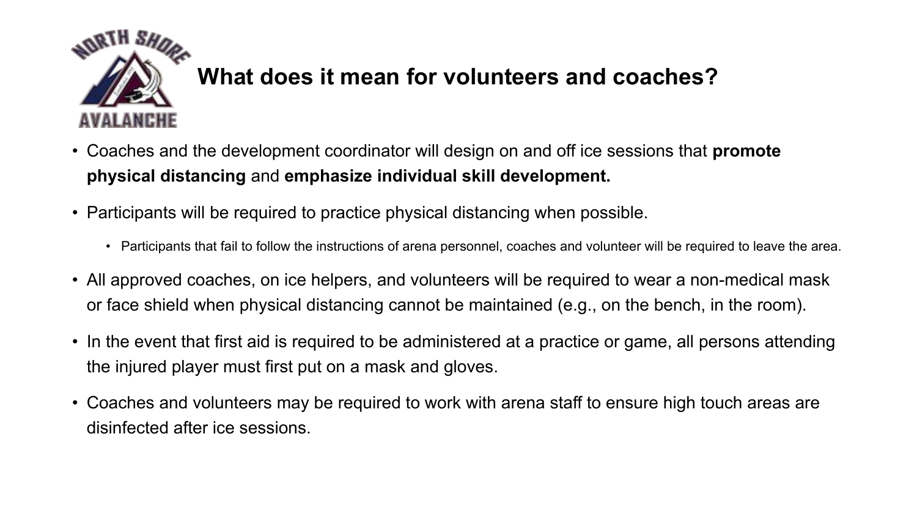# What does it mean for volunteers and coaches?

- Coaches and the development coordinator will design on and off ice sessions that **promote physical distancing** and **emphasize individual skill development.**
- Participants will be required to practice physical distancing when possible.
  - Participants that fail to follow the instructions of arena personnel, coaches and volunteer will be required to leave the area.
- All approved coaches, on ice helpers, and volunteers will be required to wear a non-medical mask or face shield when physical distancing cannot be maintained (e.g., on the bench, in the room).
- In the event that first aid is required to be administered at a practice or game, all persons attending the injured player must first put on a mask and gloves.
- Coaches and volunteers may be required to work with arena staff to ensure high touch areas are disinfected after ice sessions.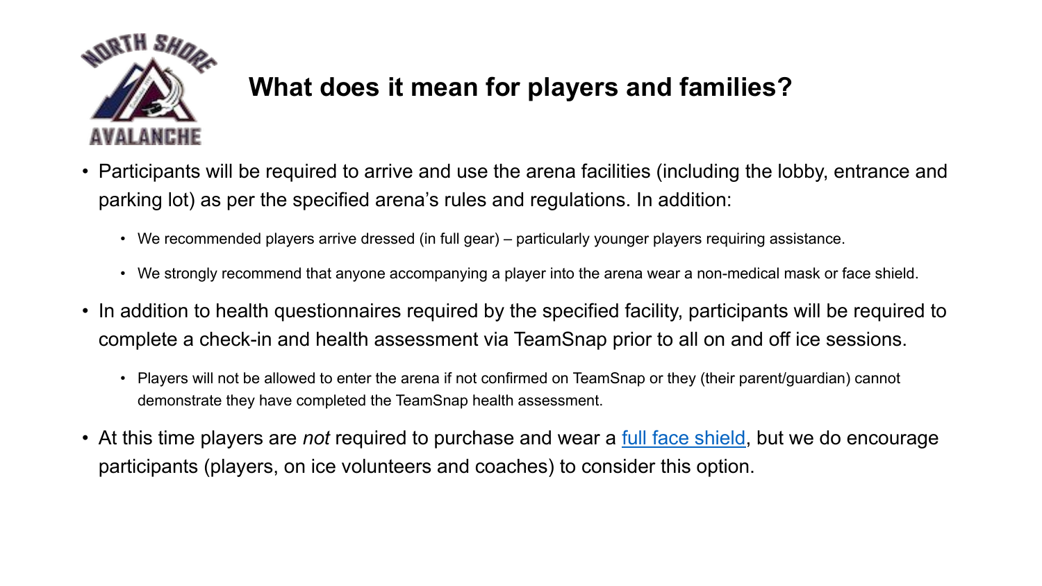## What does it mean for players and families?

- Participants will be required to arrive and use the arena facilities (including the lobby, entrance and parking lot) as per the specified arena's rules and regulations. In addition:
  - We recommended players arrive dressed (in full gear) – particularly younger players requiring assistance.
  - We strongly recommend that anyone accompanying a player into the arena wear a non-medical mask or face shield.
- In addition to health questionnaires required by the specified facility, participants will be required to complete a check-in and health assessment via TeamSnap prior to all on and off ice sessions.
  - Players will not be allowed to enter the arena if not confirmed on TeamSnap or they (their parent/guardian) cannot demonstrate they have completed the TeamSnap health assessment.
- At this time players are *not* required to purchase and wear a full face shield, but we do encourage participants (players, on ice volunteers and coaches) to consider this option.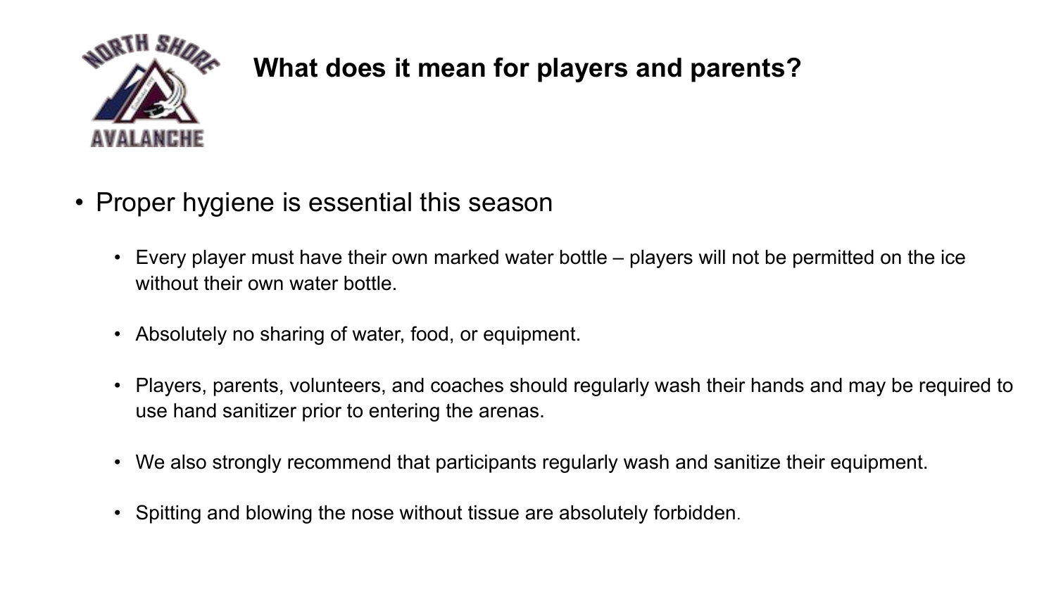# What does it mean for players and parents?

- Proper hygiene is essential this season
  - Every player must have their own marked water bottle – players will not be permitted on the ice without their own water bottle.
  - Absolutely no sharing of water, food, or equipment.
  - Players, parents, volunteers, and coaches should regularly wash their hands and may be required to use hand sanitizer prior to entering the arenas.
  - We also strongly recommend that participants regularly wash and sanitize their equipment.
  - Spitting and blowing the nose without tissue are absolutely forbidden.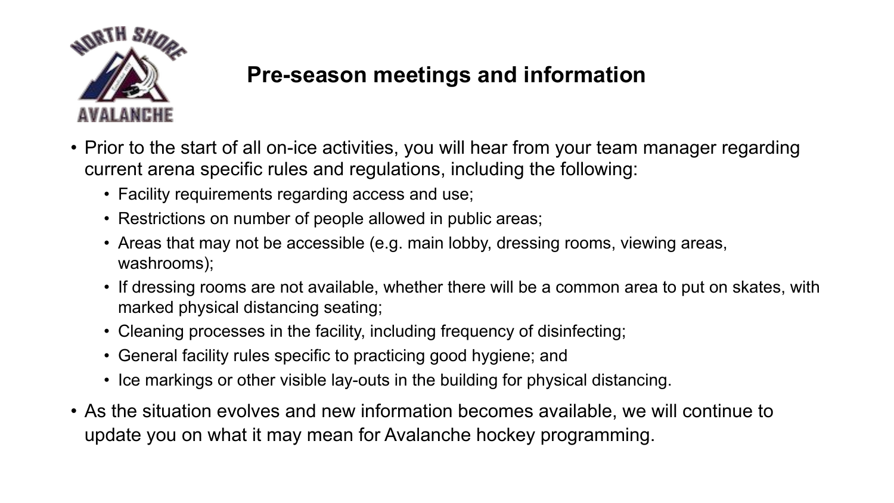# Pre-season meetings and information

- Prior to the start of all on-ice activities, you will hear from your team manager regarding current arena specific rules and regulations, including the following:
  - Facility requirements regarding access and use;
  - Restrictions on number of people allowed in public areas;
  - Areas that may not be accessible (e.g. main lobby, dressing rooms, viewing areas, washrooms);
  - If dressing rooms are not available, whether there will be a common area to put on skates, with marked physical distancing seating;
  - Cleaning processes in the facility, including frequency of disinfecting;
  - General facility rules specific to practicing good hygiene; and
  - Ice markings or other visible lay-outs in the building for physical distancing.
- As the situation evolves and new information becomes available, we will continue to update you on what it may mean for Avalanche hockey programming.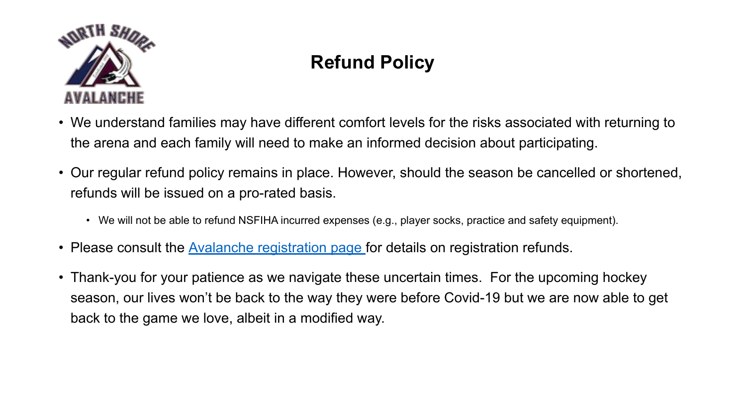# Refund Policy

- We understand families may have different comfort levels for the risks associated with returning to the arena and each family will need to make an informed decision about participating.
- Our regular refund policy remains in place. However, should the season be cancelled or shortened, refunds will be issued on a pro-rated basis.
  - We will not be able to refund NSFIHA incurred expenses (e.g., player socks, practice and safety equipment).
- Please consult the Avalanche registration page for details on registration refunds.
- Thank-you for your patience as we navigate these uncertain times. For the upcoming hockey season, our lives won't be back to the way they were before Covid-19 but we are now able to get back to the game we love, albeit in a modified way.